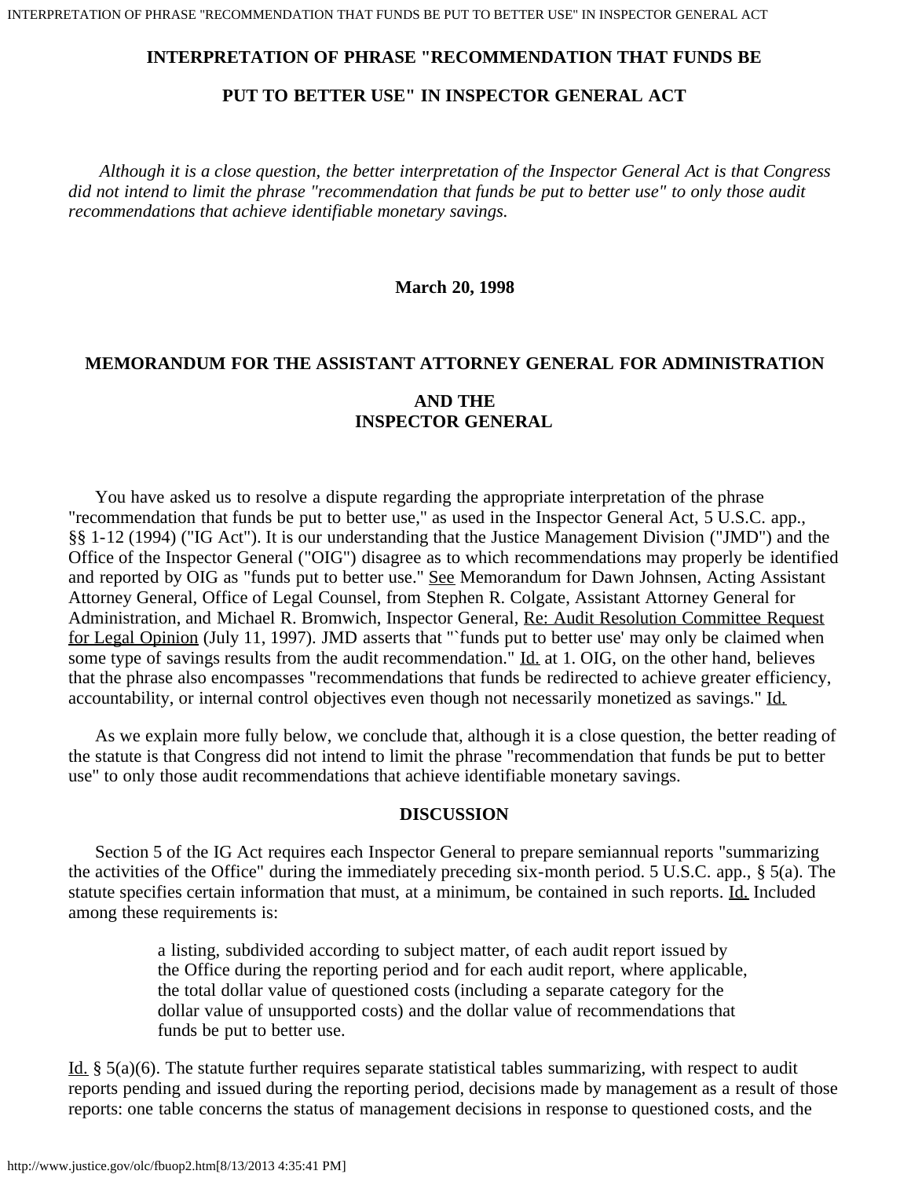# INTERPRETATION OF PHRASE "RECOMMENDATION THAT FUNDS BE PUT TO BETTER USE" IN INSPECTOR GENERAL ACT

*Although it is a close question, the better interpretation of the Inspector General Act is that Congress did not intend to limit the phrase "recommendation that funds be put to better use" to only those audit recommendations that achieve identifiable monetary savings.*

**March 20, 1998**

**MEMORANDUM FOR THE ASSISTANT ATTORNEY GENERAL FOR ADMINISTRATION AND THE INSPECTOR GENERAL**

You have asked us to resolve a dispute regarding the appropriate interpretation of the phrase "recommendation that funds be put to better use," as used in the Inspector General Act, 5 U.S.C. app., §§ 1-12 (1994) ("IG Act"). It is our understanding that the Justice Management Division ("JMD") and the Office of the Inspector General ("OIG") disagree as to which recommendations may properly be identified and reported by OIG as "funds put to better use." See Memorandum for Dawn Johnsen, Acting Assistant Attorney General, Office of Legal Counsel, from Stephen R. Colgate, Assistant Attorney General for Administration, and Michael R. Bromwich, Inspector General, Re: Audit Resolution Committee Request for Legal Opinion (July 11, 1997). JMD asserts that "`funds put to better use' may only be claimed when some type of savings results from the audit recommendation." Id. at 1. OIG, on the other hand, believes that the phrase also encompasses "recommendations that funds be redirected to achieve greater efficiency, accountability, or internal control objectives even though not necessarily monetized as savings." Id.

As we explain more fully below, we conclude that, although it is a close question, the better reading of the statute is that Congress did not intend to limit the phrase "recommendation that funds be put to better use" to only those audit recommendations that achieve identifiable monetary savings.

## DISCUSSION

Section 5 of the IG Act requires each Inspector General to prepare semiannual reports "summarizing the activities of the Office" during the immediately preceding six-month period. 5 U.S.C. app., § 5(a). The statute specifies certain information that must, at a minimum, be contained in such reports. Id. Included among these requirements is:

> a listing, subdivided according to subject matter, of each audit report issued by the Office during the reporting period and for each audit report, where applicable, the total dollar value of questioned costs (including a separate category for the dollar value of unsupported costs) and the dollar value of recommendations that funds be put to better use.

Id. § 5(a)(6). The statute further requires separate statistical tables summarizing, with respect to audit reports pending and issued during the reporting period, decisions made by management as a result of those reports: one table concerns the status of management decisions in response to questioned costs, and the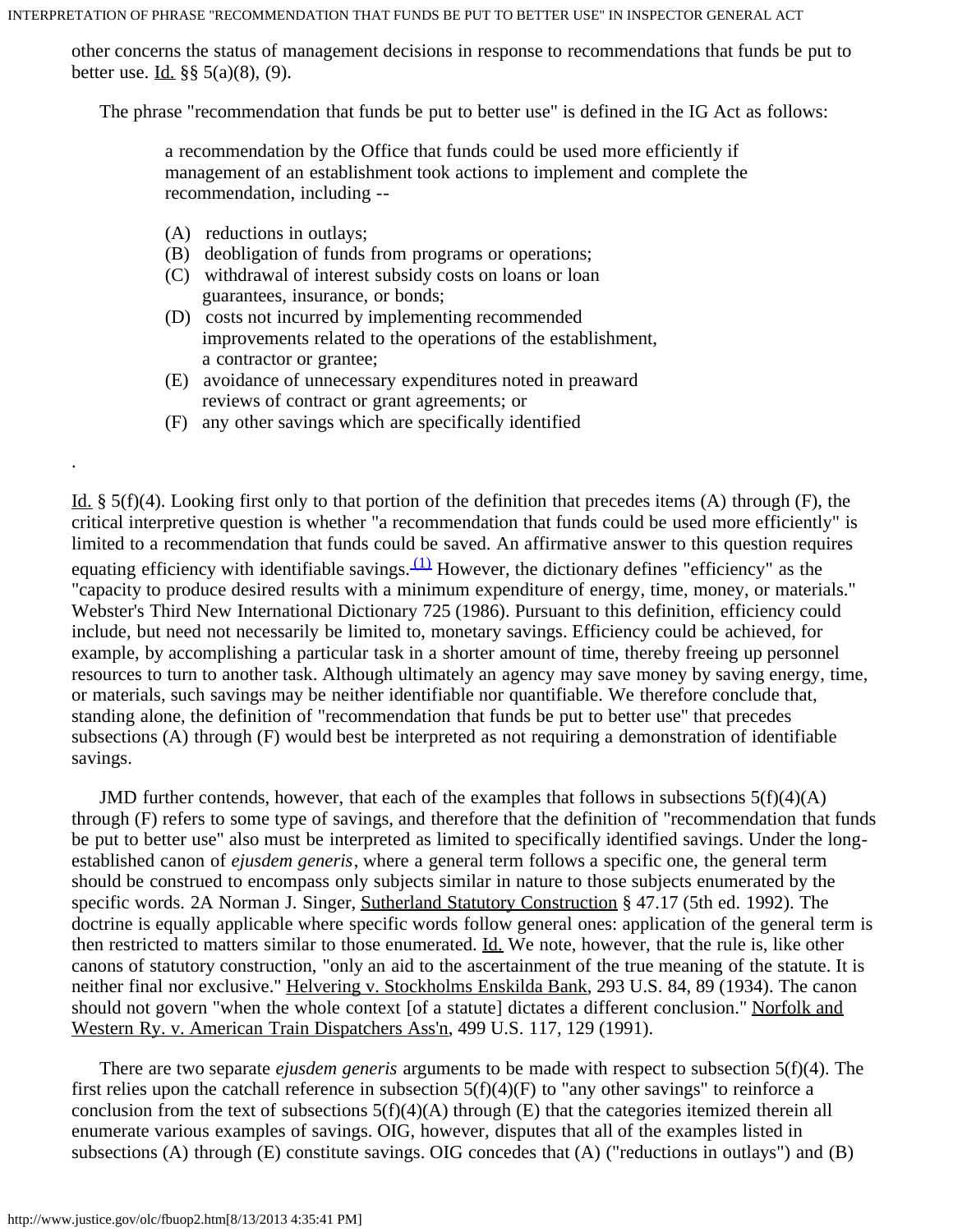other concerns the status of management decisions in response to recommendations that funds be put to better use. Id. §§ 5(a)(8), (9).

The phrase "recommendation that funds be put to better use" is defined in the IG Act as follows:

> a recommendation by the Office that funds could be used more efficiently if management of an establishment took actions to implement and complete the recommendation, including --
>
> (A) reductions in outlays;
> (B) deobligation of funds from programs or operations;
> (C) withdrawal of interest subsidy costs on loans or loan guarantees, insurance, or bonds;
> (D) costs not incurred by implementing recommended improvements related to the operations of the establishment, a contractor or grantee;
> (E) avoidance of unnecessary expenditures noted in preaward reviews of contract or grant agreements; or
> (F) any other savings which are specifically identified

.

Id. § 5(f)(4). Looking first only to that portion of the definition that precedes items (A) through (F), the critical interpretive question is whether "a recommendation that funds could be used more efficiently" is limited to a recommendation that funds could be saved. An affirmative answer to this question requires equating efficiency with identifiable savings.(1) However, the dictionary defines "efficiency" as the "capacity to produce desired results with a minimum expenditure of energy, time, money, or materials." Webster's Third New International Dictionary 725 (1986). Pursuant to this definition, efficiency could include, but need not necessarily be limited to, monetary savings. Efficiency could be achieved, for example, by accomplishing a particular task in a shorter amount of time, thereby freeing up personnel resources to turn to another task. Although ultimately an agency may save money by saving energy, time, or materials, such savings may be neither identifiable nor quantifiable. We therefore conclude that, standing alone, the definition of "recommendation that funds be put to better use" that precedes subsections (A) through (F) would best be interpreted as not requiring a demonstration of identifiable savings.

JMD further contends, however, that each of the examples that follows in subsections 5(f)(4)(A) through (F) refers to some type of savings, and therefore that the definition of "recommendation that funds be put to better use" also must be interpreted as limited to specifically identified savings. Under the long-established canon of *ejusdem generis*, where a general term follows a specific one, the general term should be construed to encompass only subjects similar in nature to those subjects enumerated by the specific words. 2A Norman J. Singer, Sutherland Statutory Construction § 47.17 (5th ed. 1992). The doctrine is equally applicable where specific words follow general ones: application of the general term is then restricted to matters similar to those enumerated. Id. We note, however, that the rule is, like other canons of statutory construction, "only an aid to the ascertainment of the true meaning of the statute. It is neither final nor exclusive." Helvering v. Stockholms Enskilda Bank, 293 U.S. 84, 89 (1934). The canon should not govern "when the whole context [of a statute] dictates a different conclusion." Norfolk and Western Ry. v. American Train Dispatchers Ass'n, 499 U.S. 117, 129 (1991).

There are two separate *ejusdem generis* arguments to be made with respect to subsection 5(f)(4). The first relies upon the catchall reference in subsection 5(f)(4)(F) to "any other savings" to reinforce a conclusion from the text of subsections 5(f)(4)(A) through (E) that the categories itemized therein all enumerate various examples of savings. OIG, however, disputes that all of the examples listed in subsections (A) through (E) constitute savings. OIG concedes that (A) ("reductions in outlays") and (B)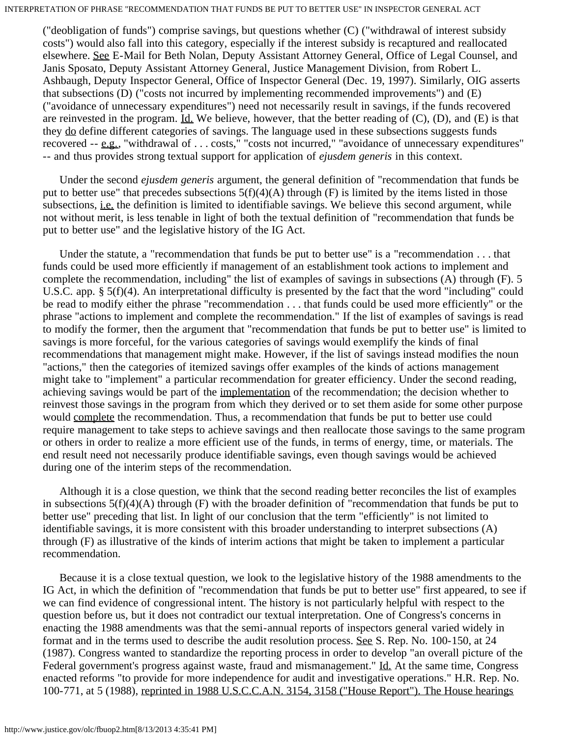("deobligation of funds") comprise savings, but questions whether (C) ("withdrawal of interest subsidy costs") would also fall into this category, especially if the interest subsidy is recaptured and reallocated elsewhere. See E-Mail for Beth Nolan, Deputy Assistant Attorney General, Office of Legal Counsel, and Janis Sposato, Deputy Assistant Attorney General, Justice Management Division, from Robert L. Ashbaugh, Deputy Inspector General, Office of Inspector General (Dec. 19, 1997). Similarly, OIG asserts that subsections (D) ("costs not incurred by implementing recommended improvements") and (E) ("avoidance of unnecessary expenditures") need not necessarily result in savings, if the funds recovered are reinvested in the program. Id. We believe, however, that the better reading of (C), (D), and (E) is that they do define different categories of savings. The language used in these subsections suggests funds recovered -- e.g., "withdrawal of . . . costs," "costs not incurred," "avoidance of unnecessary expenditures" -- and thus provides strong textual support for application of *ejusdem generis* in this context.

Under the second *ejusdem generis* argument, the general definition of "recommendation that funds be put to better use" that precedes subsections 5(f)(4)(A) through (F) is limited by the items listed in those subsections, i.e. the definition is limited to identifiable savings. We believe this second argument, while not without merit, is less tenable in light of both the textual definition of "recommendation that funds be put to better use" and the legislative history of the IG Act.

Under the statute, a "recommendation that funds be put to better use" is a "recommendation . . . that funds could be used more efficiently if management of an establishment took actions to implement and complete the recommendation, including" the list of examples of savings in subsections (A) through (F). 5 U.S.C. app. § 5(f)(4). An interpretational difficulty is presented by the fact that the word "including" could be read to modify either the phrase "recommendation . . . that funds could be used more efficiently" or the phrase "actions to implement and complete the recommendation." If the list of examples of savings is read to modify the former, then the argument that "recommendation that funds be put to better use" is limited to savings is more forceful, for the various categories of savings would exemplify the kinds of final recommendations that management might make. However, if the list of savings instead modifies the noun "actions," then the categories of itemized savings offer examples of the kinds of actions management might take to "implement" a particular recommendation for greater efficiency. Under the second reading, achieving savings would be part of the implementation of the recommendation; the decision whether to reinvest those savings in the program from which they derived or to set them aside for some other purpose would complete the recommendation. Thus, a recommendation that funds be put to better use could require management to take steps to achieve savings and then reallocate those savings to the same program or others in order to realize a more efficient use of the funds, in terms of energy, time, or materials. The end result need not necessarily produce identifiable savings, even though savings would be achieved during one of the interim steps of the recommendation.

Although it is a close question, we think that the second reading better reconciles the list of examples in subsections 5(f)(4)(A) through (F) with the broader definition of "recommendation that funds be put to better use" preceding that list. In light of our conclusion that the term "efficiently" is not limited to identifiable savings, it is more consistent with this broader understanding to interpret subsections (A) through (F) as illustrative of the kinds of interim actions that might be taken to implement a particular recommendation.

Because it is a close textual question, we look to the legislative history of the 1988 amendments to the IG Act, in which the definition of "recommendation that funds be put to better use" first appeared, to see if we can find evidence of congressional intent. The history is not particularly helpful with respect to the question before us, but it does not contradict our textual interpretation. One of Congress's concerns in enacting the 1988 amendments was that the semi-annual reports of inspectors general varied widely in format and in the terms used to describe the audit resolution process. See S. Rep. No. 100-150, at 24 (1987). Congress wanted to standardize the reporting process in order to develop "an overall picture of the Federal government's progress against waste, fraud and mismanagement." Id. At the same time, Congress enacted reforms "to provide for more independence for audit and investigative operations." H.R. Rep. No. 100-771, at 5 (1988), reprinted in 1988 U.S.C.C.A.N. 3154, 3158 ("House Report"). The House hearings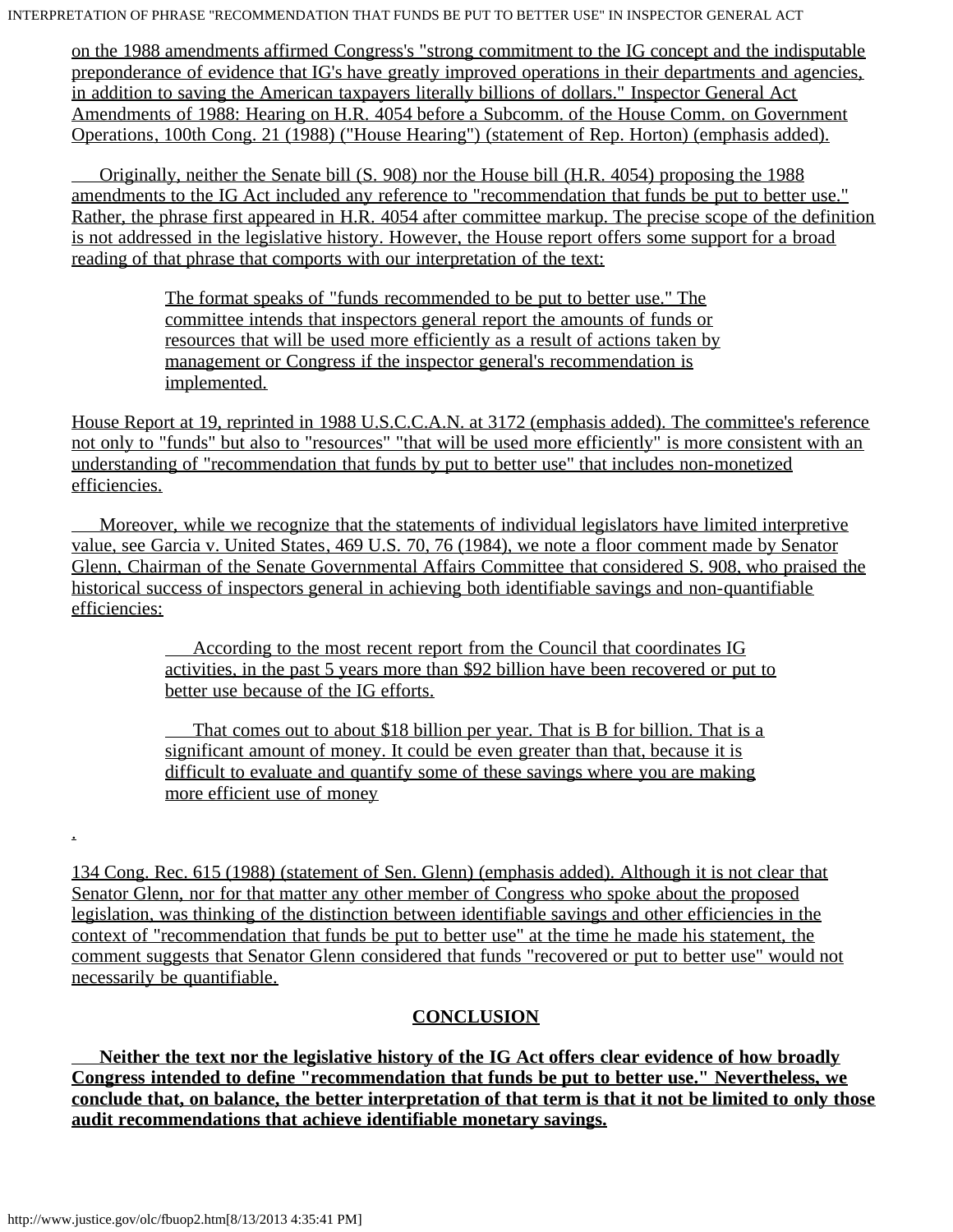on the 1988 amendments affirmed Congress's "strong commitment to the IG concept and the indisputable preponderance of evidence that IG's have greatly improved operations in their departments and agencies, in addition to saving the American taxpayers literally billions of dollars." Inspector General Act Amendments of 1988: Hearing on H.R. 4054 before a Subcomm. of the House Comm. on Government Operations, 100th Cong. 21 (1988) ("House Hearing") (statement of Rep. Horton) (emphasis added).

Originally, neither the Senate bill (S. 908) nor the House bill (H.R. 4054) proposing the 1988 amendments to the IG Act included any reference to "recommendation that funds be put to better use." Rather, the phrase first appeared in H.R. 4054 after committee markup. The precise scope of the definition is not addressed in the legislative history. However, the House report offers some support for a broad reading of that phrase that comports with our interpretation of the text:

> The format speaks of "funds recommended to be put to better use." The committee intends that inspectors general report the amounts of funds or resources that will be used more efficiently as a result of actions taken by management or Congress if the inspector general's recommendation is implemented.

House Report at 19, reprinted in 1988 U.S.C.C.A.N. at 3172 (emphasis added). The committee's reference not only to "funds" but also to "resources" "that will be used more efficiently" is more consistent with an understanding of "recommendation that funds by put to better use" that includes non-monetized efficiencies.

Moreover, while we recognize that the statements of individual legislators have limited interpretive value, see Garcia v. United States, 469 U.S. 70, 76 (1984), we note a floor comment made by Senator Glenn, Chairman of the Senate Governmental Affairs Committee that considered S. 908, who praised the historical success of inspectors general in achieving both identifiable savings and non-quantifiable efficiencies:

> According to the most recent report from the Council that coordinates IG activities, in the past 5 years more than $92 billion have been recovered or put to better use because of the IG efforts.
>
> That comes out to about $18 billion per year. That is B for billion. That is a significant amount of money. It could be even greater than that, because it is difficult to evaluate and quantify some of these savings where you are making more efficient use of money

.

134 Cong. Rec. 615 (1988) (statement of Sen. Glenn) (emphasis added). Although it is not clear that Senator Glenn, nor for that matter any other member of Congress who spoke about the proposed legislation, was thinking of the distinction between identifiable savings and other efficiencies in the context of "recommendation that funds be put to better use" at the time he made his statement, the comment suggests that Senator Glenn considered that funds "recovered or put to better use" would not necessarily be quantifiable.

## CONCLUSION

**Neither the text nor the legislative history of the IG Act offers clear evidence of how broadly Congress intended to define "recommendation that funds be put to better use." Nevertheless, we conclude that, on balance, the better interpretation of that term is that it not be limited to only those audit recommendations that achieve identifiable monetary savings.**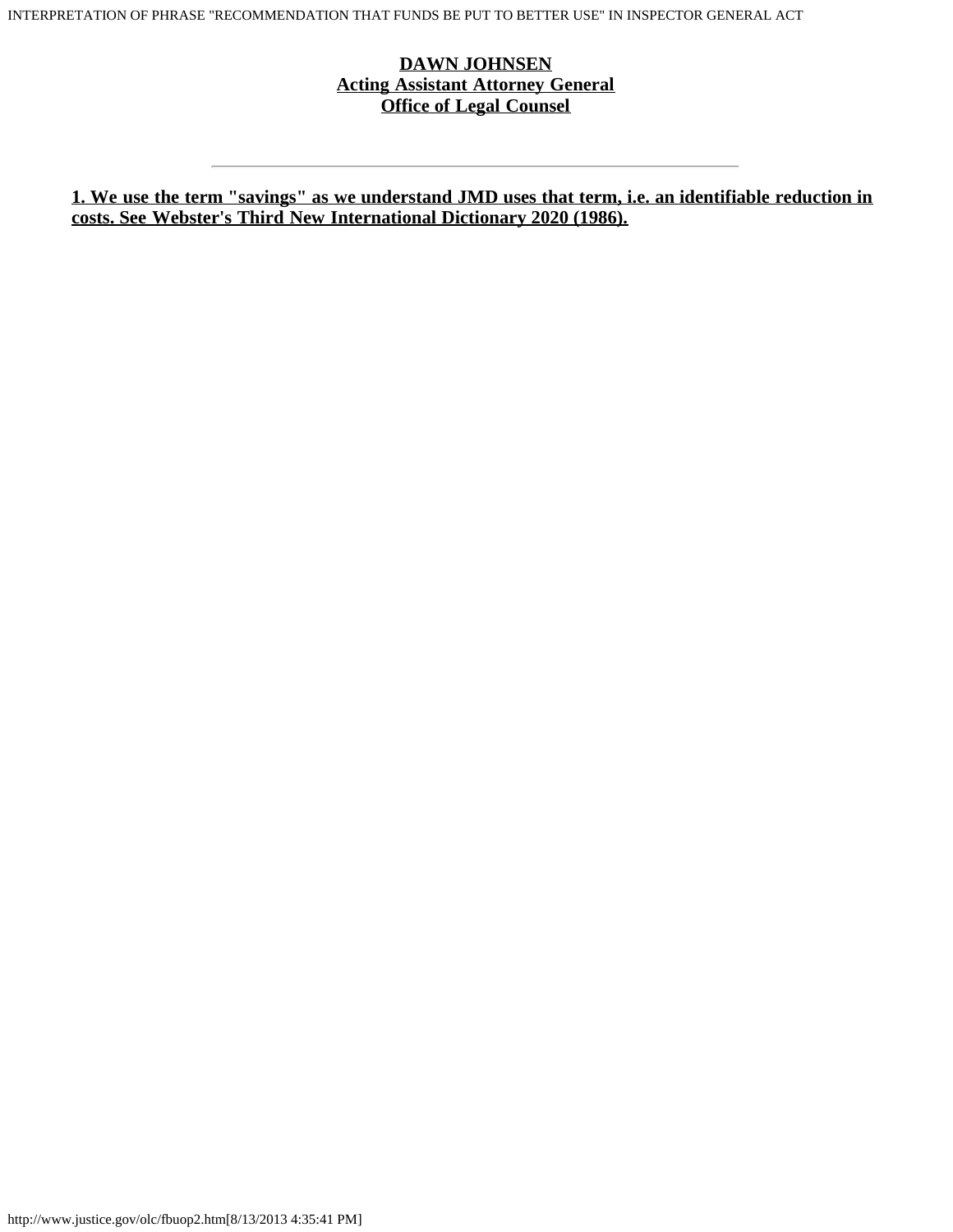**DAWN JOHNSEN**
**Acting Assistant Attorney General**
**Office of Legal Counsel**

---

**1. We use the term "savings" as we understand JMD uses that term, i.e. an identifiable reduction in costs. See Webster's Third New International Dictionary 2020 (1986).**